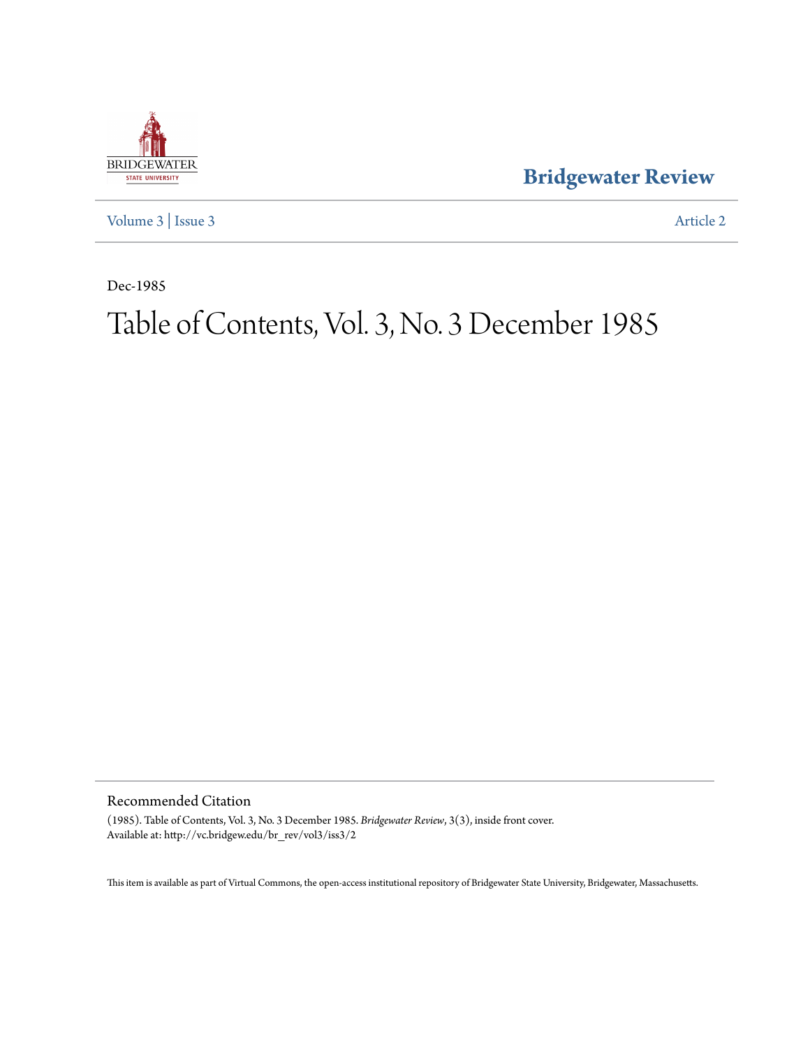Bridgewater Review

Volume 3 | Issue 3

Article 2

Dec-1985

# Table of Contents, Vol. 3, No. 3 December 1985

## Recommended Citation

(1985). Table of Contents, Vol. 3, No. 3 December 1985. *Bridgewater Review*, 3(3), inside front cover.
Available at: http://vc.bridgew.edu/br_rev/vol3/iss3/2

This item is available as part of Virtual Commons, the open-access institutional repository of Bridgewater State University, Bridgewater, Massachusetts.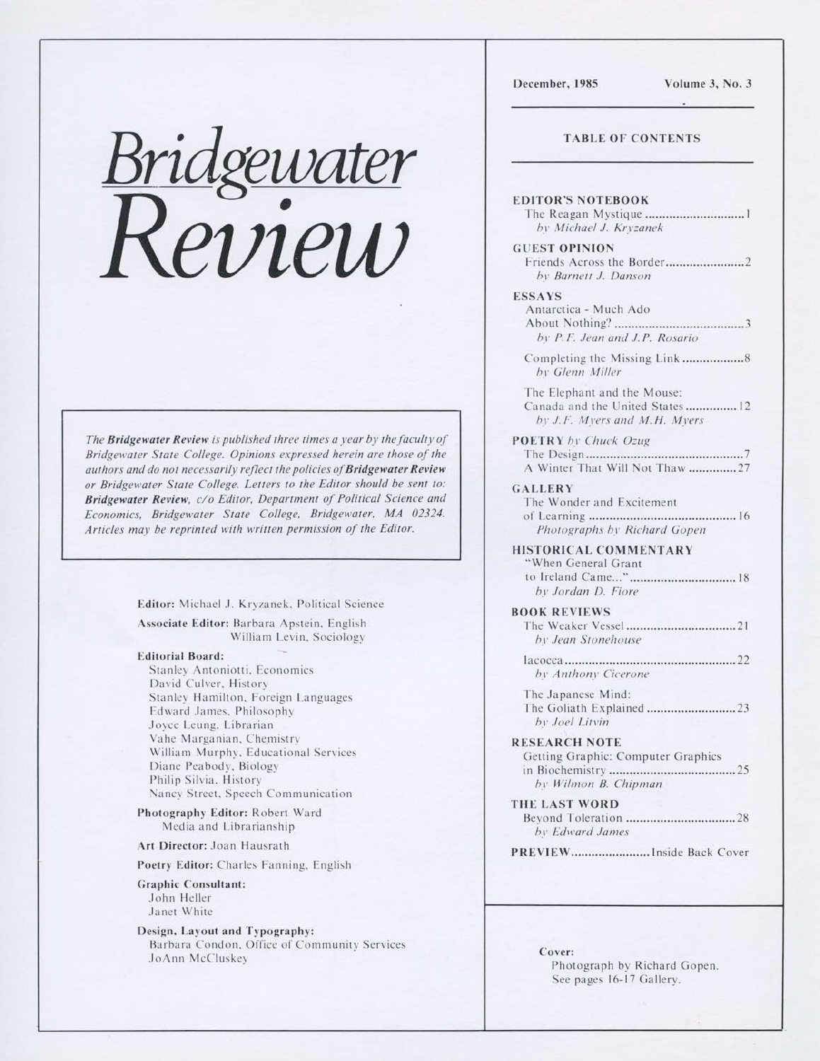# *Bridgewater Review*

*The **Bridgewater Review** is published three times a year by the faculty of Bridgewater State College. Opinions expressed herein are those of the authors and do not necessarily reflect the policies of **Bridgewater Review** or Bridgewater State College. Letters to the Editor should be sent to: **Bridgewater Review**, c/o Editor, Department of Political Science and Economics, Bridgewater State College, Bridgewater, MA 02324. Articles may be reprinted with written permission of the Editor.*

**Editor:** Michael J. Kryzanek, Political Science

**Associate Editor:** Barbara Apstein, English
William Levin, Sociology

**Editorial Board:**
Stanley Antoniotti, Economics
David Culver, History
Stanley Hamilton, Foreign Languages
Edward James, Philosophy
Joyce Leung, Librarian
Vahe Marganian, Chemistry
William Murphy, Educational Services
Diane Peabody, Biology
Philip Silvia, History
Nancy Street, Speech Communication

**Photography Editor:** Robert Ward
Media and Librarianship

**Art Director:** Joan Hausrath

**Poetry Editor:** Charles Fanning, English

**Graphic Consultant:**
John Heller
Janet White

**Design, Layout and Typography:**
Barbara Condon, Office of Community Services
JoAnn McCluskey

December, 1985 — Volume 3, No. 3

## TABLE OF CONTENTS

**EDITOR'S NOTEBOOK**
The Reagan Mystique .......... 1
*by Michael J. Kryzanek*

**GUEST OPINION**
Friends Across the Border .......... 2
*by Barnett J. Danson*

**ESSAYS**
Antarctica - Much Ado About Nothing? .......... 3
*by P.F. Jean and J.P. Rosario*

Completing the Missing Link .......... 8
*by Glenn Miller*

The Elephant and the Mouse: Canada and the United States .......... 12
*by J.F. Myers and M.H. Myers*

**POETRY** *by Chuck Ozug*
The Design .......... 7
A Winter That Will Not Thaw .......... 27

**GALLERY**
The Wonder and Excitement of Learning .......... 16
*Photographs by Richard Gopen*

**HISTORICAL COMMENTARY**
"When General Grant to Ireland Came..." .......... 18
*by Jordan D. Fiore*

**BOOK REVIEWS**
The Weaker Vessel .......... 21
*by Jean Stonehouse*

Iacocca .......... 22
*by Anthony Cicerone*

The Japanese Mind: The Goliath Explained .......... 23
*by Joel Litvin*

**RESEARCH NOTE**
Getting Graphic: Computer Graphics in Biochemistry .......... 25
*by Wilmon B. Chipman*

**THE LAST WORD**
Beyond Toleration .......... 28
*by Edward James*

**PREVIEW** .......... Inside Back Cover

**Cover:**
Photograph by Richard Gopen.
See pages 16-17 Gallery.